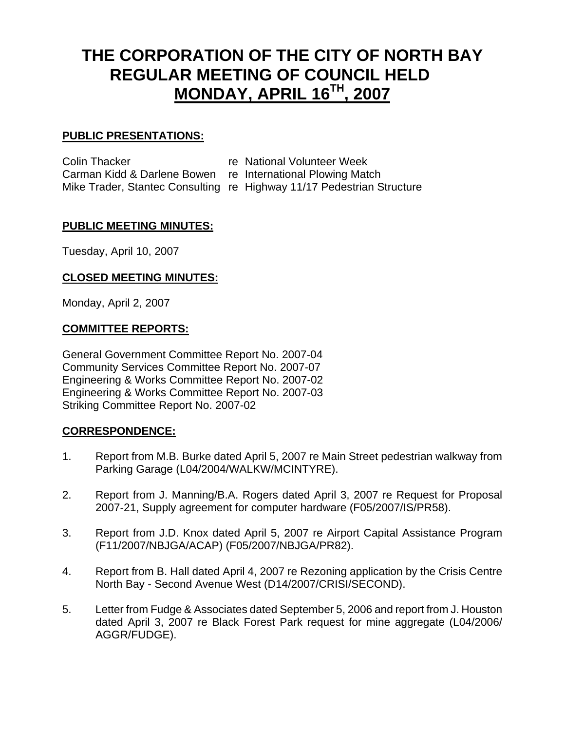# THE CORPORATION OF THE CITY OF NORTH BAY REGULAR MEETING OF COUNCIL HELD MONDAY, APRIL 16TH, 2007

## PUBLIC PRESENTATIONS:

| | | |
|---|---|---|
| Colin Thacker | re | National Volunteer Week |
| Carman Kidd & Darlene Bowen | re | International Plowing Match |
| Mike Trader, Stantec Consulting | re | Highway 11/17 Pedestrian Structure |

## PUBLIC MEETING MINUTES:

Tuesday, April 10, 2007

## CLOSED MEETING MINUTES:

Monday, April 2, 2007

## COMMITTEE REPORTS:

General Government Committee Report No. 2007-04
Community Services Committee Report No. 2007-07
Engineering & Works Committee Report No. 2007-02
Engineering & Works Committee Report No. 2007-03
Striking Committee Report No. 2007-02

## CORRESPONDENCE:

1. Report from M.B. Burke dated April 5, 2007 re Main Street pedestrian walkway from Parking Garage (L04/2004/WALKW/MCINTYRE).

2. Report from J. Manning/B.A. Rogers dated April 3, 2007 re Request for Proposal 2007-21, Supply agreement for computer hardware (F05/2007/IS/PR58).

3. Report from J.D. Knox dated April 5, 2007 re Airport Capital Assistance Program (F11/2007/NBJGA/ACAP) (F05/2007/NBJGA/PR82).

4. Report from B. Hall dated April 4, 2007 re Rezoning application by the Crisis Centre North Bay - Second Avenue West (D14/2007/CRISI/SECOND).

5. Letter from Fudge & Associates dated September 5, 2006 and report from J. Houston dated April 3, 2007 re Black Forest Park request for mine aggregate (L04/2006/AGGR/FUDGE).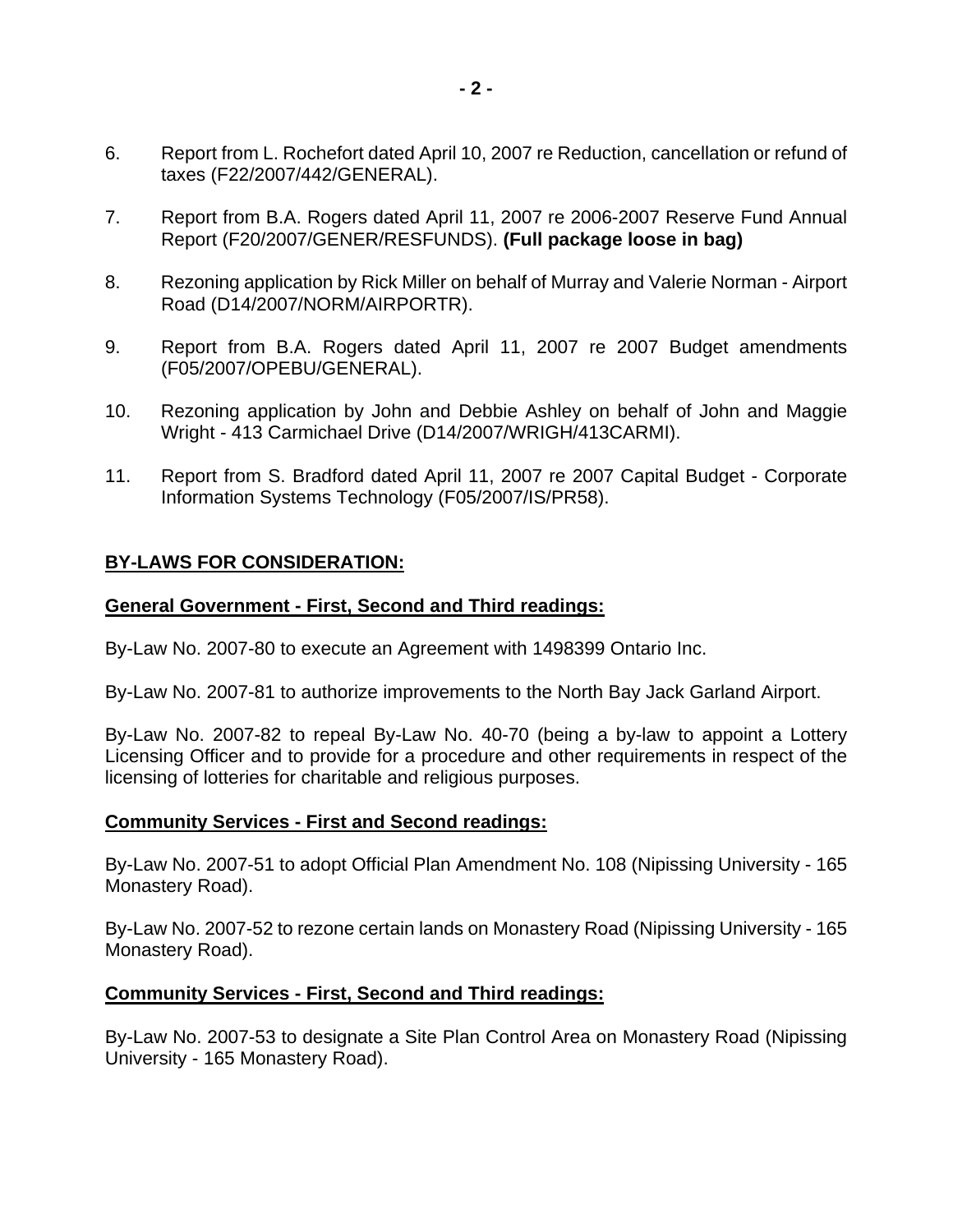6. Report from L. Rochefort dated April 10, 2007 re Reduction, cancellation or refund of taxes (F22/2007/442/GENERAL).

7. Report from B.A. Rogers dated April 11, 2007 re 2006-2007 Reserve Fund Annual Report (F20/2007/GENER/RESFUNDS). **(Full package loose in bag)**

8. Rezoning application by Rick Miller on behalf of Murray and Valerie Norman - Airport Road (D14/2007/NORM/AIRPORTR).

9. Report from B.A. Rogers dated April 11, 2007 re 2007 Budget amendments (F05/2007/OPEBU/GENERAL).

10. Rezoning application by John and Debbie Ashley on behalf of John and Maggie Wright - 413 Carmichael Drive (D14/2007/WRIGH/413CARMI).

11. Report from S. Bradford dated April 11, 2007 re 2007 Capital Budget - Corporate Information Systems Technology (F05/2007/IS/PR58).

## BY-LAWS FOR CONSIDERATION:

### General Government - First, Second and Third readings:

By-Law No. 2007-80 to execute an Agreement with 1498399 Ontario Inc.

By-Law No. 2007-81 to authorize improvements to the North Bay Jack Garland Airport.

By-Law No. 2007-82 to repeal By-Law No. 40-70 (being a by-law to appoint a Lottery Licensing Officer and to provide for a procedure and other requirements in respect of the licensing of lotteries for charitable and religious purposes.

### Community Services - First and Second readings:

By-Law No. 2007-51 to adopt Official Plan Amendment No. 108 (Nipissing University - 165 Monastery Road).

By-Law No. 2007-52 to rezone certain lands on Monastery Road (Nipissing University - 165 Monastery Road).

### Community Services - First, Second and Third readings:

By-Law No. 2007-53 to designate a Site Plan Control Area on Monastery Road (Nipissing University - 165 Monastery Road).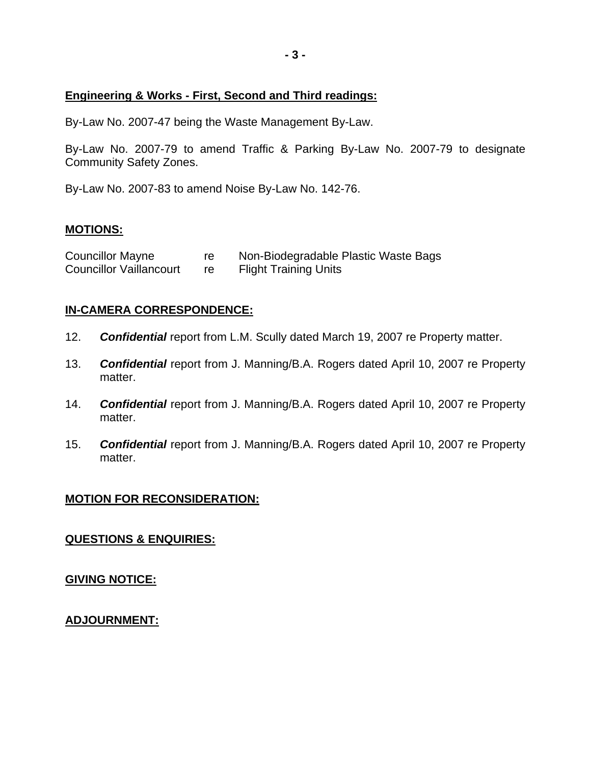**Engineering & Works - First, Second and Third readings:**

By-Law No. 2007-47 being the Waste Management By-Law.

By-Law No. 2007-79 to amend Traffic & Parking By-Law No. 2007-79 to designate Community Safety Zones.

By-Law No. 2007-83 to amend Noise By-Law No. 142-76.

**MOTIONS:**

| | | |
|---|---|---|
| Councillor Mayne | re | Non-Biodegradable Plastic Waste Bags |
| Councillor Vaillancourt | re | Flight Training Units |

**IN-CAMERA CORRESPONDENCE:**

12. ***Confidential*** report from L.M. Scully dated March 19, 2007 re Property matter.

13. ***Confidential*** report from J. Manning/B.A. Rogers dated April 10, 2007 re Property matter.

14. ***Confidential*** report from J. Manning/B.A. Rogers dated April 10, 2007 re Property matter.

15. ***Confidential*** report from J. Manning/B.A. Rogers dated April 10, 2007 re Property matter.

**MOTION FOR RECONSIDERATION:**

**QUESTIONS & ENQUIRIES:**

**GIVING NOTICE:**

**ADJOURNMENT:**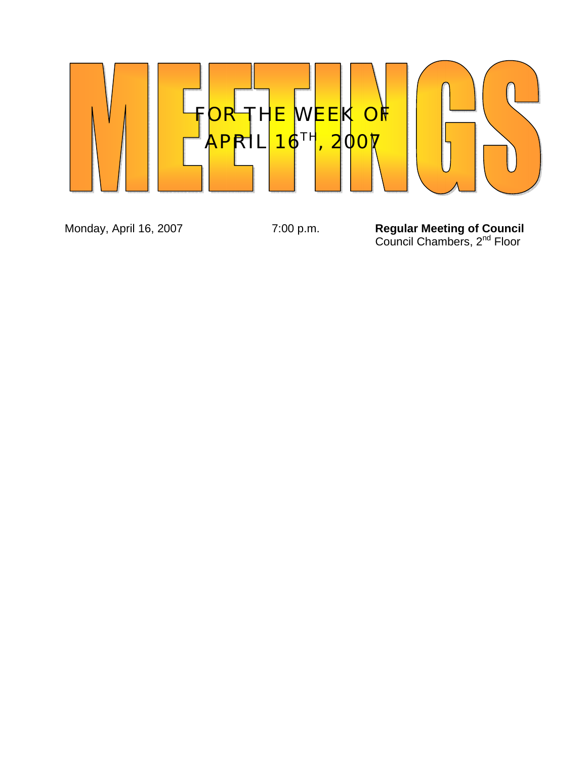# MEETINGS

## FOR THE WEEK OF APRIL 16TH, 2007

| | | |
|---|---|---|
| Monday, April 16, 2007 | 7:00 p.m. | **Regular Meeting of Council**<br>Council Chambers, 2nd Floor |